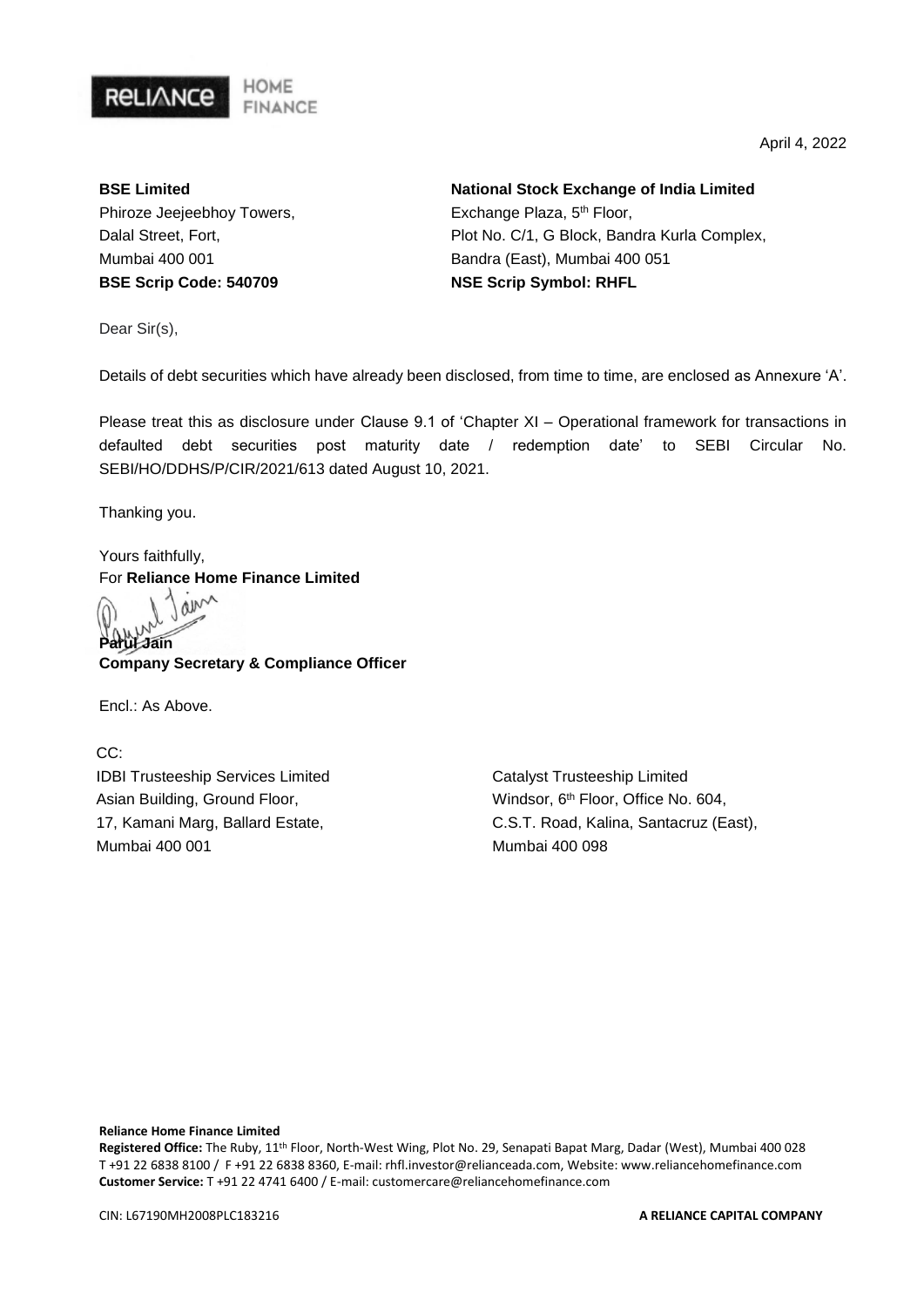April 4, 2022

**BSE Limited**
Phiroze Jeejeebhoy Towers,
Dalal Street, Fort,
Mumbai 400 001
**BSE Scrip Code: 540709**

**National Stock Exchange of India Limited**
Exchange Plaza, 5th Floor,
Plot No. C/1, G Block, Bandra Kurla Complex,
Bandra (East), Mumbai 400 051
**NSE Scrip Symbol: RHFL**

Dear Sir(s),

Details of debt securities which have already been disclosed, from time to time, are enclosed as Annexure 'A'.

Please treat this as disclosure under Clause 9.1 of 'Chapter XI – Operational framework for transactions in defaulted debt securities post maturity date / redemption date' to SEBI Circular No. SEBI/HO/DDHS/P/CIR/2021/613 dated August 10, 2021.

Thanking you.

Yours faithfully,
For **Reliance Home Finance Limited**

**Parul Jain**
**Company Secretary & Compliance Officer**

Encl.: As Above.

CC:

IDBI Trusteeship Services Limited
Asian Building, Ground Floor,
17, Kamani Marg, Ballard Estate,
Mumbai 400 001

Catalyst Trusteeship Limited
Windsor, 6th Floor, Office No. 604,
C.S.T. Road, Kalina, Santacruz (East),
Mumbai 400 098

**Reliance Home Finance Limited**
**Registered Office:** The Ruby, 11th Floor, North-West Wing, Plot No. 29, Senapati Bapat Marg, Dadar (West), Mumbai 400 028
T +91 22 6838 8100 / F +91 22 6838 8360, E-mail: rhfl.investor@relianceada.com, Website: www.reliancehomefinance.com
**Customer Service:** T +91 22 4741 6400 / E-mail: customercare@reliancehomefinance.com

CIN: L67190MH2008PLC183216 **A RELIANCE CAPITAL COMPANY**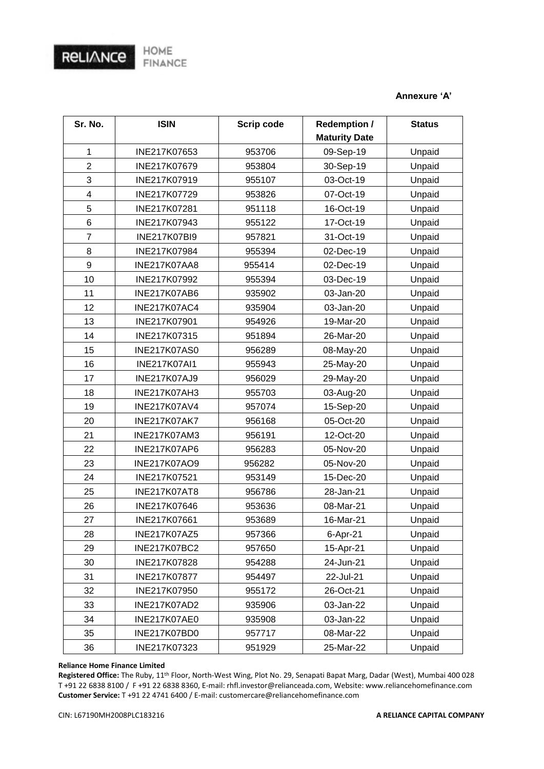**Annexure 'A'**

| Sr. No. | ISIN | Scrip code | Redemption / Maturity Date | Status |
|---|---|---|---|---|
| 1 | INE217K07653 | 953706 | 09-Sep-19 | Unpaid |
| 2 | INE217K07679 | 953804 | 30-Sep-19 | Unpaid |
| 3 | INE217K07919 | 955107 | 03-Oct-19 | Unpaid |
| 4 | INE217K07729 | 953826 | 07-Oct-19 | Unpaid |
| 5 | INE217K07281 | 951118 | 16-Oct-19 | Unpaid |
| 6 | INE217K07943 | 955122 | 17-Oct-19 | Unpaid |
| 7 | INE217K07BI9 | 957821 | 31-Oct-19 | Unpaid |
| 8 | INE217K07984 | 955394 | 02-Dec-19 | Unpaid |
| 9 | INE217K07AA8 | 955414 | 02-Dec-19 | Unpaid |
| 10 | INE217K07992 | 955394 | 03-Dec-19 | Unpaid |
| 11 | INE217K07AB6 | 935902 | 03-Jan-20 | Unpaid |
| 12 | INE217K07AC4 | 935904 | 03-Jan-20 | Unpaid |
| 13 | INE217K07901 | 954926 | 19-Mar-20 | Unpaid |
| 14 | INE217K07315 | 951894 | 26-Mar-20 | Unpaid |
| 15 | INE217K07AS0 | 956289 | 08-May-20 | Unpaid |
| 16 | INE217K07AI1 | 955943 | 25-May-20 | Unpaid |
| 17 | INE217K07AJ9 | 956029 | 29-May-20 | Unpaid |
| 18 | INE217K07AH3 | 955703 | 03-Aug-20 | Unpaid |
| 19 | INE217K07AV4 | 957074 | 15-Sep-20 | Unpaid |
| 20 | INE217K07AK7 | 956168 | 05-Oct-20 | Unpaid |
| 21 | INE217K07AM3 | 956191 | 12-Oct-20 | Unpaid |
| 22 | INE217K07AP6 | 956283 | 05-Nov-20 | Unpaid |
| 23 | INE217K07AO9 | 956282 | 05-Nov-20 | Unpaid |
| 24 | INE217K07521 | 953149 | 15-Dec-20 | Unpaid |
| 25 | INE217K07AT8 | 956786 | 28-Jan-21 | Unpaid |
| 26 | INE217K07646 | 953636 | 08-Mar-21 | Unpaid |
| 27 | INE217K07661 | 953689 | 16-Mar-21 | Unpaid |
| 28 | INE217K07AZ5 | 957366 | 6-Apr-21 | Unpaid |
| 29 | INE217K07BC2 | 957650 | 15-Apr-21 | Unpaid |
| 30 | INE217K07828 | 954288 | 24-Jun-21 | Unpaid |
| 31 | INE217K07877 | 954497 | 22-Jul-21 | Unpaid |
| 32 | INE217K07950 | 955172 | 26-Oct-21 | Unpaid |
| 33 | INE217K07AD2 | 935906 | 03-Jan-22 | Unpaid |
| 34 | INE217K07AE0 | 935908 | 03-Jan-22 | Unpaid |
| 35 | INE217K07BD0 | 957717 | 08-Mar-22 | Unpaid |
| 36 | INE217K07323 | 951929 | 25-Mar-22 | Unpaid |

**Reliance Home Finance Limited**
**Registered Office:** The Ruby, 11th Floor, North-West Wing, Plot No. 29, Senapati Bapat Marg, Dadar (West), Mumbai 400 028
T +91 22 6838 8100 / F +91 22 6838 8360, E-mail: rhfl.investor@relianceada.com, Website: www.reliancehomefinance.com
**Customer Service:** T +91 22 4741 6400 / E-mail: customercare@reliancehomefinance.com

CIN: L67190MH2008PLC183216 **A RELIANCE CAPITAL COMPANY**